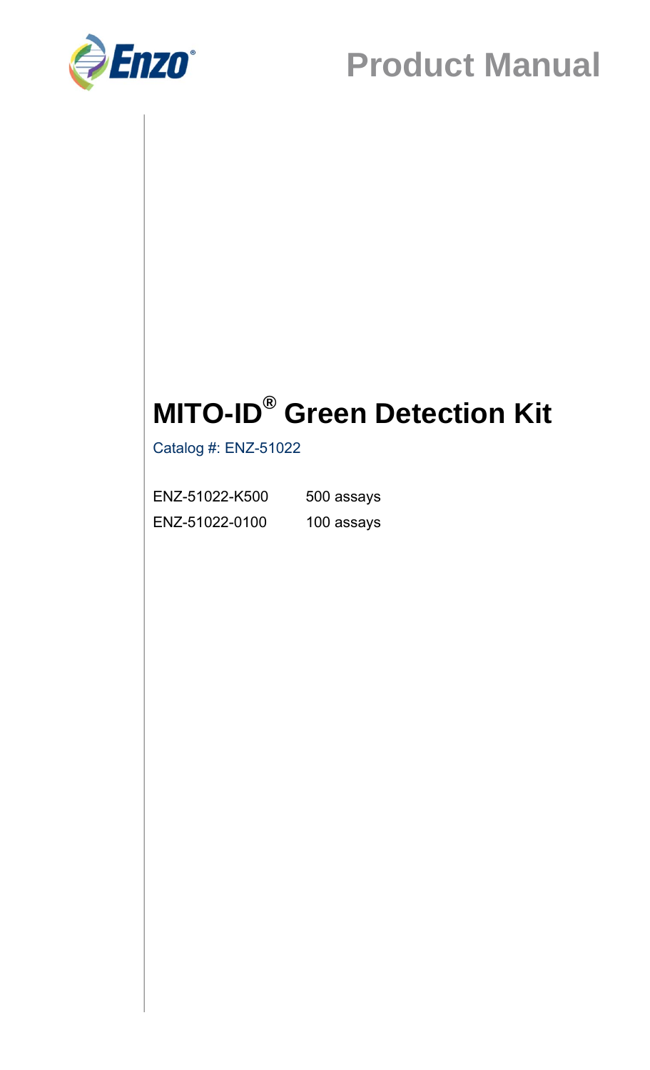Enzo

Product Manual

# MITO-ID® Green Detection Kit

Catalog #: ENZ-51022

| | |
|---|---|
| ENZ-51022-K500 | 500 assays |
| ENZ-51022-0100 | 100 assays |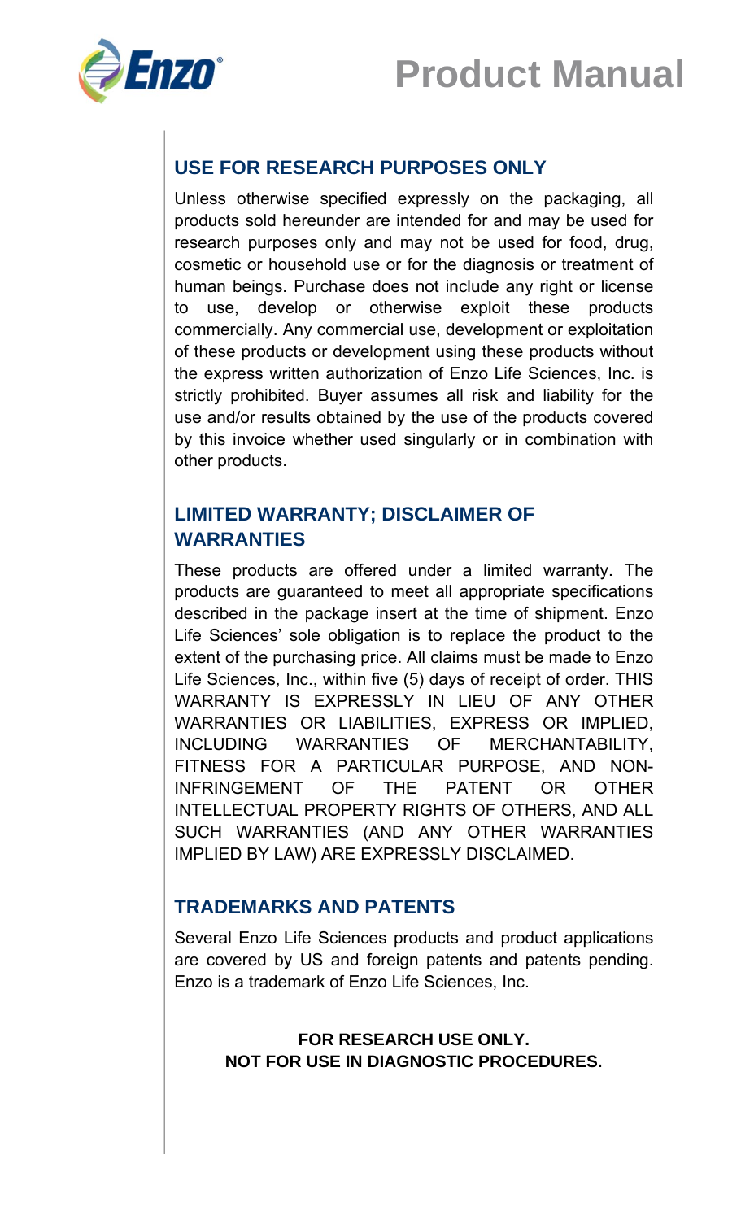## USE FOR RESEARCH PURPOSES ONLY

Unless otherwise specified expressly on the packaging, all products sold hereunder are intended for and may be used for research purposes only and may not be used for food, drug, cosmetic or household use or for the diagnosis or treatment of human beings. Purchase does not include any right or license to use, develop or otherwise exploit these products commercially. Any commercial use, development or exploitation of these products or development using these products without the express written authorization of Enzo Life Sciences, Inc. is strictly prohibited. Buyer assumes all risk and liability for the use and/or results obtained by the use of the products covered by this invoice whether used singularly or in combination with other products.

## LIMITED WARRANTY; DISCLAIMER OF WARRANTIES

These products are offered under a limited warranty. The products are guaranteed to meet all appropriate specifications described in the package insert at the time of shipment. Enzo Life Sciences' sole obligation is to replace the product to the extent of the purchasing price. All claims must be made to Enzo Life Sciences, Inc., within five (5) days of receipt of order. THIS WARRANTY IS EXPRESSLY IN LIEU OF ANY OTHER WARRANTIES OR LIABILITIES, EXPRESS OR IMPLIED, INCLUDING WARRANTIES OF MERCHANTABILITY, FITNESS FOR A PARTICULAR PURPOSE, AND NON-INFRINGEMENT OF THE PATENT OR OTHER INTELLECTUAL PROPERTY RIGHTS OF OTHERS, AND ALL SUCH WARRANTIES (AND ANY OTHER WARRANTIES IMPLIED BY LAW) ARE EXPRESSLY DISCLAIMED.

## TRADEMARKS AND PATENTS

Several Enzo Life Sciences products and product applications are covered by US and foreign patents and patents pending. Enzo is a trademark of Enzo Life Sciences, Inc.

**FOR RESEARCH USE ONLY.**
**NOT FOR USE IN DIAGNOSTIC PROCEDURES.**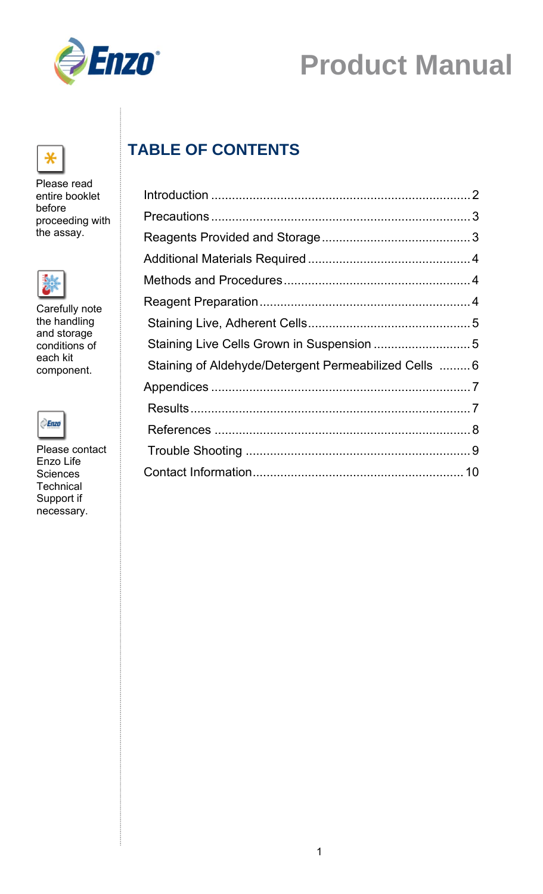# Product Manual

Please read entire booklet before proceeding with the assay.

Carefully note the handling and storage conditions of each kit component.

Please contact Enzo Life Sciences Technical Support if necessary.

## TABLE OF CONTENTS

| | |
|---|---|
| Introduction | 2 |
| Precautions | 3 |
| Reagents Provided and Storage | 3 |
| Additional Materials Required | 4 |
| Methods and Procedures | 4 |
| Reagent Preparation | 4 |
| Staining Live, Adherent Cells | 5 |
| Staining Live Cells Grown in Suspension | 5 |
| Staining of Aldehyde/Detergent Permeabilized Cells | 6 |
| Appendices | 7 |
| Results | 7 |
| References | 8 |
| Trouble Shooting | 9 |
| Contact Information | 10 |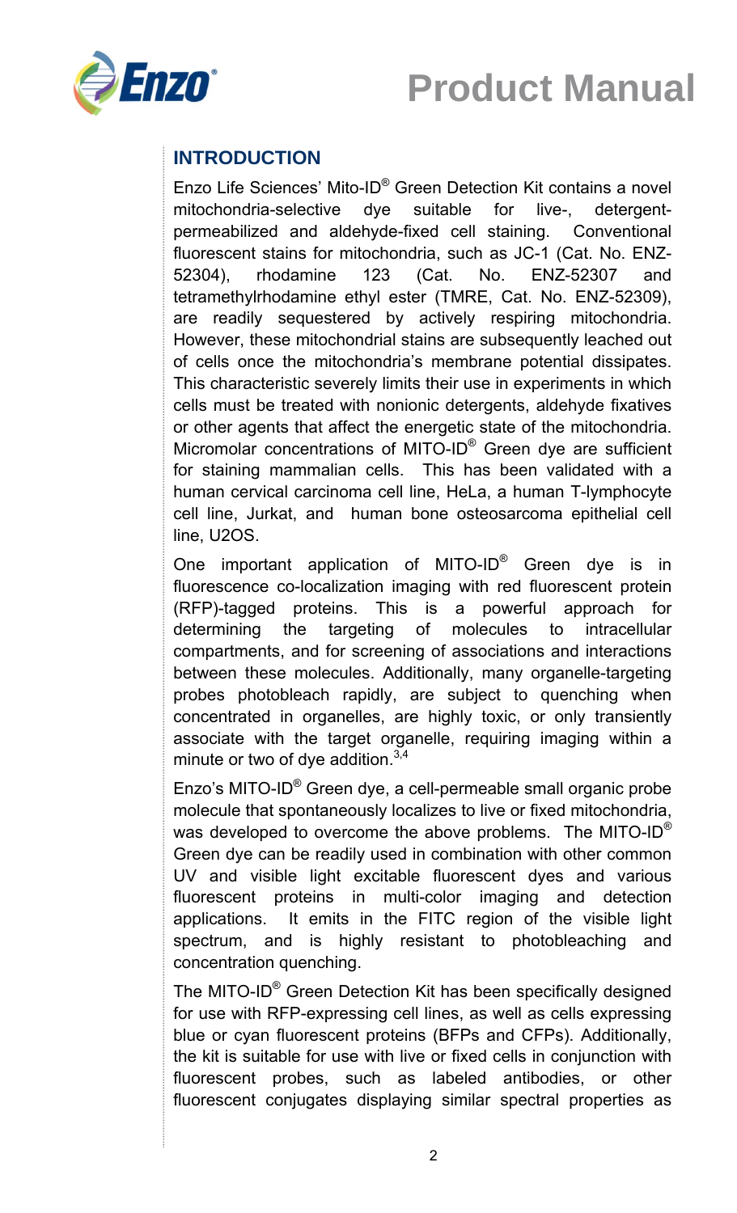## INTRODUCTION

Enzo Life Sciences' Mito-ID® Green Detection Kit contains a novel mitochondria-selective dye suitable for live-, detergent-permeabilized and aldehyde-fixed cell staining. Conventional fluorescent stains for mitochondria, such as JC-1 (Cat. No. ENZ-52304), rhodamine 123 (Cat. No. ENZ-52307 and tetramethylrhodamine ethyl ester (TMRE, Cat. No. ENZ-52309), are readily sequestered by actively respiring mitochondria. However, these mitochondrial stains are subsequently leached out of cells once the mitochondria's membrane potential dissipates. This characteristic severely limits their use in experiments in which cells must be treated with nonionic detergents, aldehyde fixatives or other agents that affect the energetic state of the mitochondria. Micromolar concentrations of MITO-ID® Green dye are sufficient for staining mammalian cells. This has been validated with a human cervical carcinoma cell line, HeLa, a human T-lymphocyte cell line, Jurkat, and human bone osteosarcoma epithelial cell line, U2OS.

One important application of MITO-ID® Green dye is in fluorescence co-localization imaging with red fluorescent protein (RFP)-tagged proteins. This is a powerful approach for determining the targeting of molecules to intracellular compartments, and for screening of associations and interactions between these molecules. Additionally, many organelle-targeting probes photobleach rapidly, are subject to quenching when concentrated in organelles, are highly toxic, or only transiently associate with the target organelle, requiring imaging within a minute or two of dye addition.[3,4]

Enzo's MITO-ID® Green dye, a cell-permeable small organic probe molecule that spontaneously localizes to live or fixed mitochondria, was developed to overcome the above problems. The MITO-ID® Green dye can be readily used in combination with other common UV and visible light excitable fluorescent dyes and various fluorescent proteins in multi-color imaging and detection applications. It emits in the FITC region of the visible light spectrum, and is highly resistant to photobleaching and concentration quenching.

The MITO-ID® Green Detection Kit has been specifically designed for use with RFP-expressing cell lines, as well as cells expressing blue or cyan fluorescent proteins (BFPs and CFPs). Additionally, the kit is suitable for use with live or fixed cells in conjunction with fluorescent probes, such as labeled antibodies, or other fluorescent conjugates displaying similar spectral properties as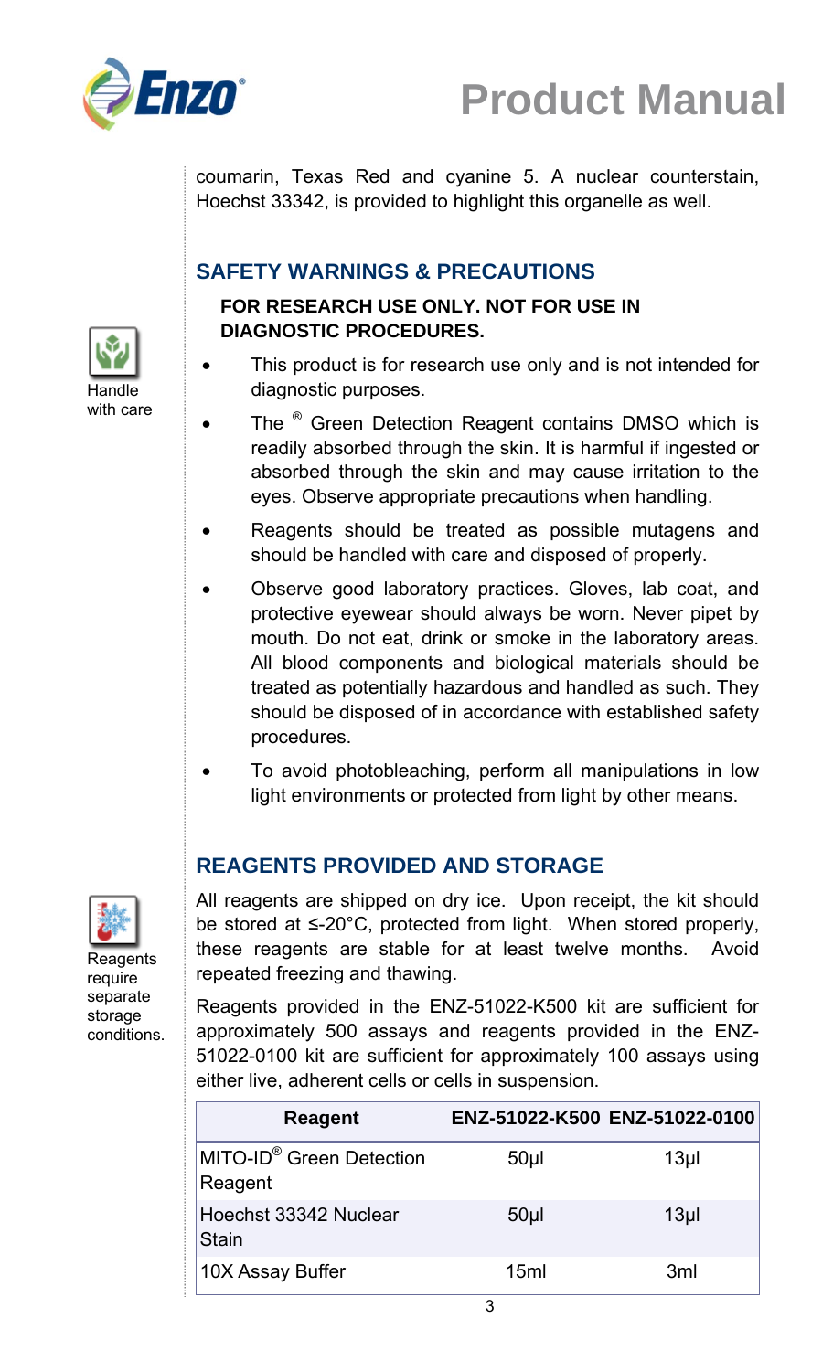coumarin, Texas Red and cyanine 5. A nuclear counterstain, Hoechst 33342, is provided to highlight this organelle as well.

## SAFETY WARNINGS & PRECAUTIONS

Handle with care

**FOR RESEARCH USE ONLY. NOT FOR USE IN DIAGNOSTIC PROCEDURES.**

- This product is for research use only and is not intended for diagnostic purposes.
- The ® Green Detection Reagent contains DMSO which is readily absorbed through the skin. It is harmful if ingested or absorbed through the skin and may cause irritation to the eyes. Observe appropriate precautions when handling.
- Reagents should be treated as possible mutagens and should be handled with care and disposed of properly.
- Observe good laboratory practices. Gloves, lab coat, and protective eyewear should always be worn. Never pipet by mouth. Do not eat, drink or smoke in the laboratory areas. All blood components and biological materials should be treated as potentially hazardous and handled as such. They should be disposed of in accordance with established safety procedures.
- To avoid photobleaching, perform all manipulations in low light environments or protected from light by other means.

## REAGENTS PROVIDED AND STORAGE

Reagents require separate storage conditions.

All reagents are shipped on dry ice. Upon receipt, the kit should be stored at ≤-20°C, protected from light. When stored properly, these reagents are stable for at least twelve months. Avoid repeated freezing and thawing.

Reagents provided in the ENZ-51022-K500 kit are sufficient for approximately 500 assays and reagents provided in the ENZ-51022-0100 kit are sufficient for approximately 100 assays using either live, adherent cells or cells in suspension.

| Reagent | ENZ-51022-K500 | ENZ-51022-0100 |
|---|---|---|
| MITO-ID® Green Detection Reagent | 50µl | 13µl |
| Hoechst 33342 Nuclear Stain | 50µl | 13µl |
| 10X Assay Buffer | 15ml | 3ml |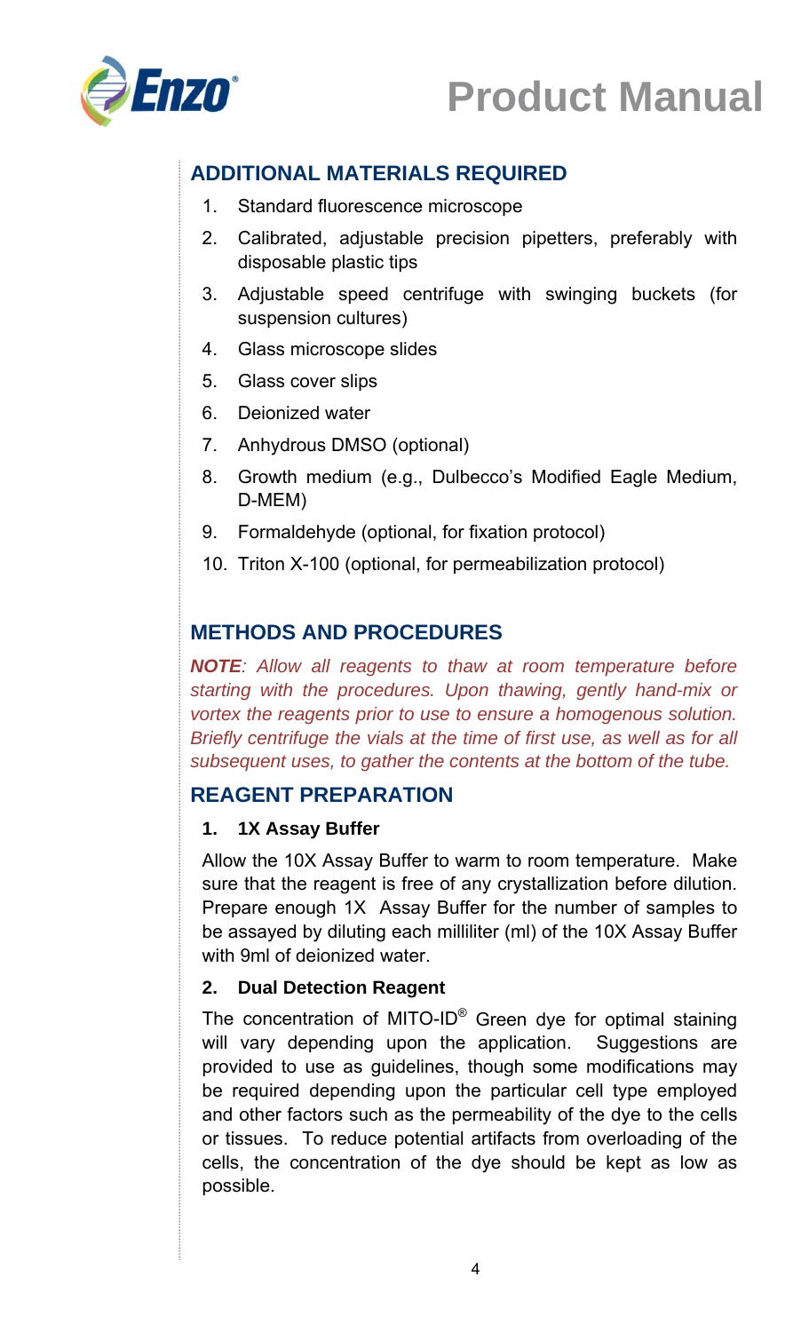## ADDITIONAL MATERIALS REQUIRED

1. Standard fluorescence microscope
2. Calibrated, adjustable precision pipetters, preferably with disposable plastic tips
3. Adjustable speed centrifuge with swinging buckets (for suspension cultures)
4. Glass microscope slides
5. Glass cover slips
6. Deionized water
7. Anhydrous DMSO (optional)
8. Growth medium (e.g., Dulbecco's Modified Eagle Medium, D-MEM)
9. Formaldehyde (optional, for fixation protocol)
10. Triton X-100 (optional, for permeabilization protocol)

## METHODS AND PROCEDURES

***NOTE****: Allow all reagents to thaw at room temperature before starting with the procedures. Upon thawing, gently hand-mix or vortex the reagents prior to use to ensure a homogenous solution. Briefly centrifuge the vials at the time of first use, as well as for all subsequent uses, to gather the contents at the bottom of the tube.*

## REAGENT PREPARATION

**1. 1X Assay Buffer**

Allow the 10X Assay Buffer to warm to room temperature. Make sure that the reagent is free of any crystallization before dilution. Prepare enough 1X Assay Buffer for the number of samples to be assayed by diluting each milliliter (ml) of the 10X Assay Buffer with 9ml of deionized water.

**2. Dual Detection Reagent**

The concentration of MITO-ID® Green dye for optimal staining will vary depending upon the application. Suggestions are provided to use as guidelines, though some modifications may be required depending upon the particular cell type employed and other factors such as the permeability of the dye to the cells or tissues. To reduce potential artifacts from overloading of the cells, the concentration of the dye should be kept as low as possible.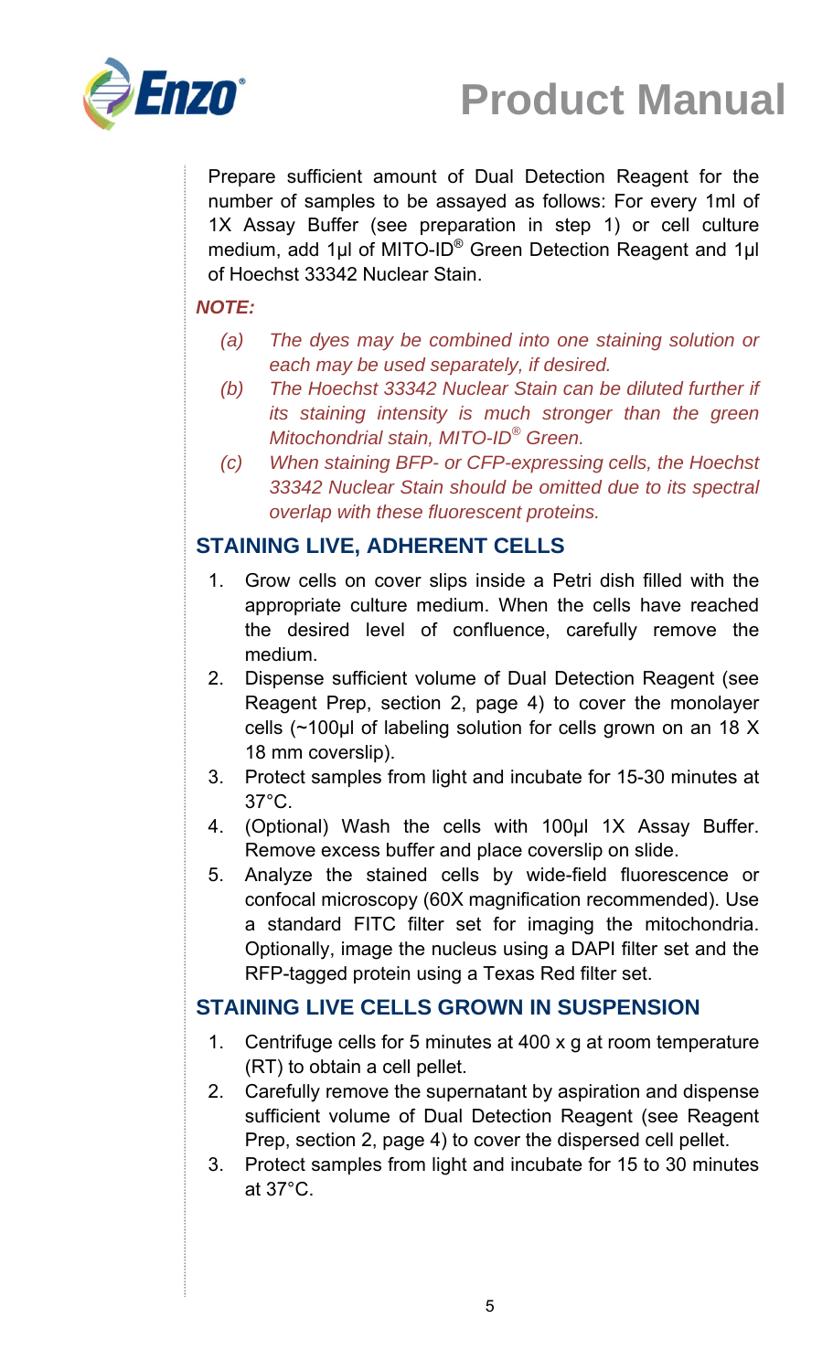Prepare sufficient amount of Dual Detection Reagent for the number of samples to be assayed as follows: For every 1ml of 1X Assay Buffer (see preparation in step 1) or cell culture medium, add 1µl of MITO-ID® Green Detection Reagent and 1µl of Hoechst 33342 Nuclear Stain.

***NOTE:***

*(a) The dyes may be combined into one staining solution or each may be used separately, if desired.*

*(b) The Hoechst 33342 Nuclear Stain can be diluted further if its staining intensity is much stronger than the green Mitochondrial stain, MITO-ID® Green.*

*(c) When staining BFP- or CFP-expressing cells, the Hoechst 33342 Nuclear Stain should be omitted due to its spectral overlap with these fluorescent proteins.*

## STAINING LIVE, ADHERENT CELLS

1. Grow cells on cover slips inside a Petri dish filled with the appropriate culture medium. When the cells have reached the desired level of confluence, carefully remove the medium.
2. Dispense sufficient volume of Dual Detection Reagent (see Reagent Prep, section 2, page 4) to cover the monolayer cells (~100µl of labeling solution for cells grown on an 18 X 18 mm coverslip).
3. Protect samples from light and incubate for 15-30 minutes at 37°C.
4. (Optional) Wash the cells with 100µl 1X Assay Buffer. Remove excess buffer and place coverslip on slide.
5. Analyze the stained cells by wide-field fluorescence or confocal microscopy (60X magnification recommended). Use a standard FITC filter set for imaging the mitochondria. Optionally, image the nucleus using a DAPI filter set and the RFP-tagged protein using a Texas Red filter set.

## STAINING LIVE CELLS GROWN IN SUSPENSION

1. Centrifuge cells for 5 minutes at 400 x g at room temperature (RT) to obtain a cell pellet.
2. Carefully remove the supernatant by aspiration and dispense sufficient volume of Dual Detection Reagent (see Reagent Prep, section 2, page 4) to cover the dispersed cell pellet.
3. Protect samples from light and incubate for 15 to 30 minutes at 37°C.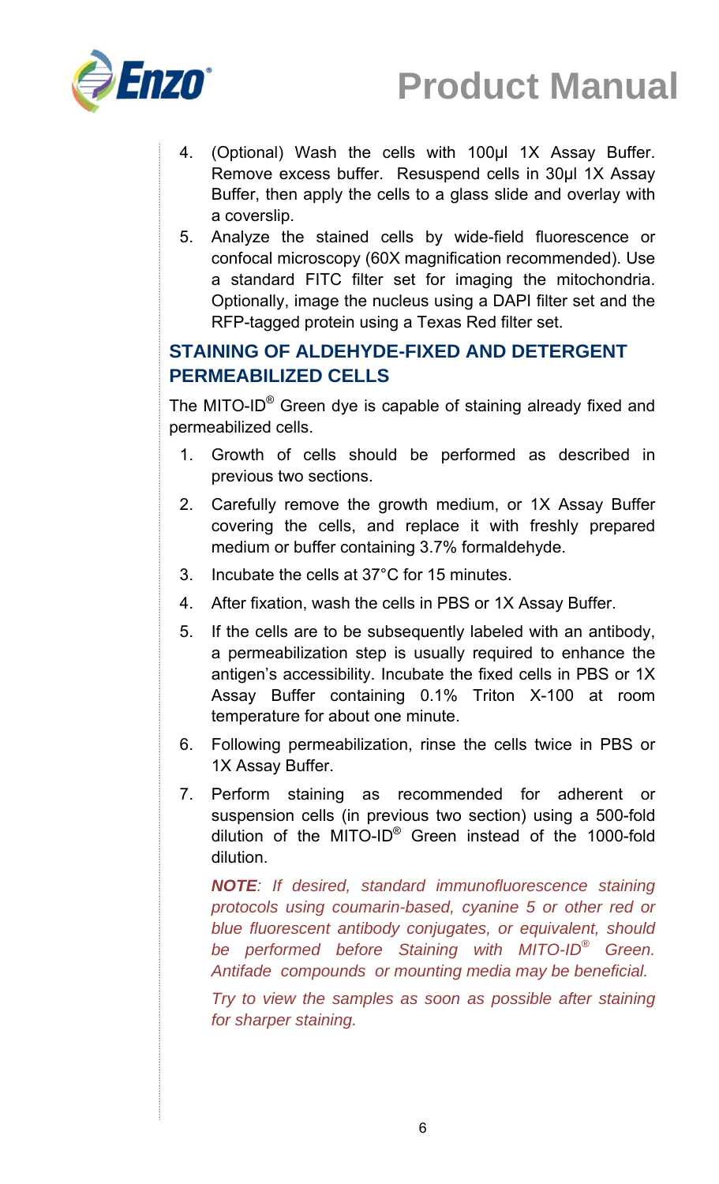4. (Optional) Wash the cells with 100µl 1X Assay Buffer. Remove excess buffer. Resuspend cells in 30µl 1X Assay Buffer, then apply the cells to a glass slide and overlay with a coverslip.
5. Analyze the stained cells by wide-field fluorescence or confocal microscopy (60X magnification recommended). Use a standard FITC filter set for imaging the mitochondria. Optionally, image the nucleus using a DAPI filter set and the RFP-tagged protein using a Texas Red filter set.

## STAINING OF ALDEHYDE-FIXED AND DETERGENT PERMEABILIZED CELLS

The MITO-ID® Green dye is capable of staining already fixed and permeabilized cells.

1. Growth of cells should be performed as described in previous two sections.
2. Carefully remove the growth medium, or 1X Assay Buffer covering the cells, and replace it with freshly prepared medium or buffer containing 3.7% formaldehyde.
3. Incubate the cells at 37°C for 15 minutes.
4. After fixation, wash the cells in PBS or 1X Assay Buffer.
5. If the cells are to be subsequently labeled with an antibody, a permeabilization step is usually required to enhance the antigen's accessibility. Incubate the fixed cells in PBS or 1X Assay Buffer containing 0.1% Triton X-100 at room temperature for about one minute.
6. Following permeabilization, rinse the cells twice in PBS or 1X Assay Buffer.
7. Perform staining as recommended for adherent or suspension cells (in previous two section) using a 500-fold dilution of the MITO-ID® Green instead of the 1000-fold dilution.

   ***NOTE****: If desired, standard immunofluorescence staining protocols using coumarin-based, cyanine 5 or other red or blue fluorescent antibody conjugates, or equivalent, should be performed before Staining with MITO-ID® Green. Antifade compounds or mounting media may be beneficial.*

   *Try to view the samples as soon as possible after staining for sharper staining.*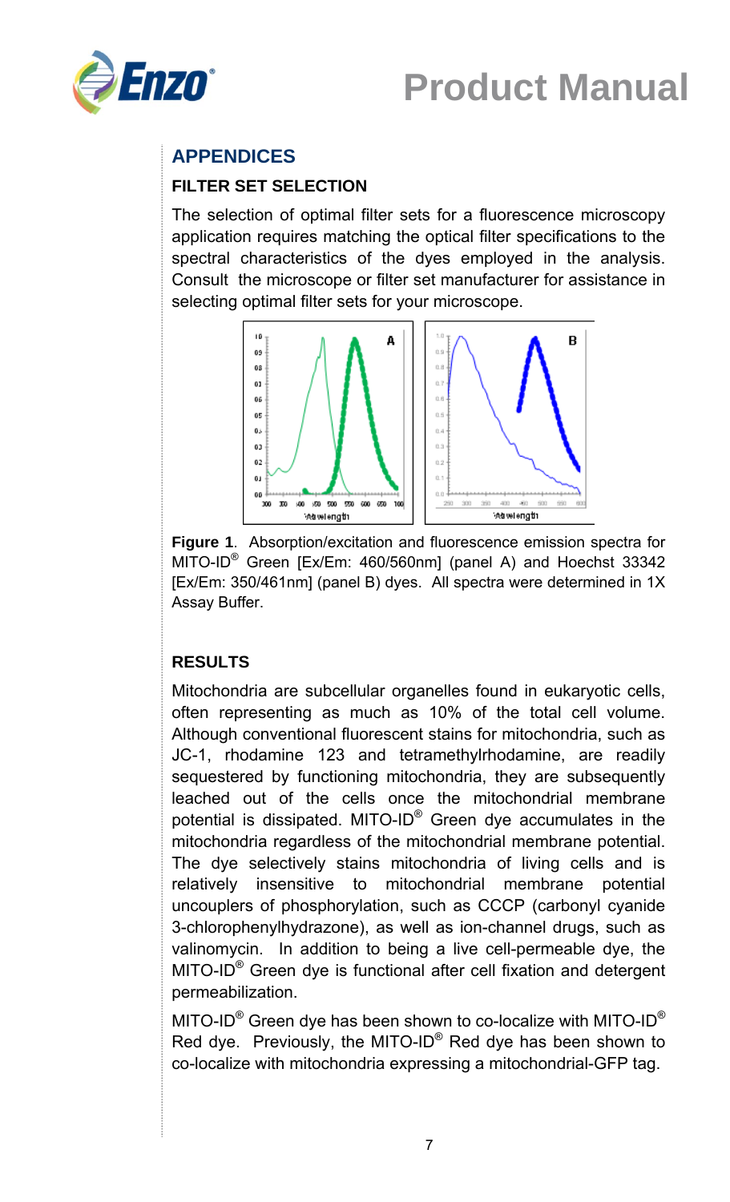## APPENDICES

### FILTER SET SELECTION

The selection of optimal filter sets for a fluorescence microscopy application requires matching the optical filter specifications to the spectral characteristics of the dyes employed in the analysis. Consult the microscope or filter set manufacturer for assistance in selecting optimal filter sets for your microscope.

**Figure 1**. Absorption/excitation and fluorescence emission spectra for MITO-ID® Green [Ex/Em: 460/560nm] (panel A) and Hoechst 33342 [Ex/Em: 350/461nm] (panel B) dyes. All spectra were determined in 1X Assay Buffer.

### RESULTS

Mitochondria are subcellular organelles found in eukaryotic cells, often representing as much as 10% of the total cell volume. Although conventional fluorescent stains for mitochondria, such as JC-1, rhodamine 123 and tetramethylrhodamine, are readily sequestered by functioning mitochondria, they are subsequently leached out of the cells once the mitochondrial membrane potential is dissipated. MITO-ID® Green dye accumulates in the mitochondria regardless of the mitochondrial membrane potential. The dye selectively stains mitochondria of living cells and is relatively insensitive to mitochondrial membrane potential uncouplers of phosphorylation, such as CCCP (carbonyl cyanide 3-chlorophenylhydrazone), as well as ion-channel drugs, such as valinomycin. In addition to being a live cell-permeable dye, the MITO-ID® Green dye is functional after cell fixation and detergent permeabilization.

MITO-ID® Green dye has been shown to co-localize with MITO-ID® Red dye. Previously, the MITO-ID® Red dye has been shown to co-localize with mitochondria expressing a mitochondrial-GFP tag.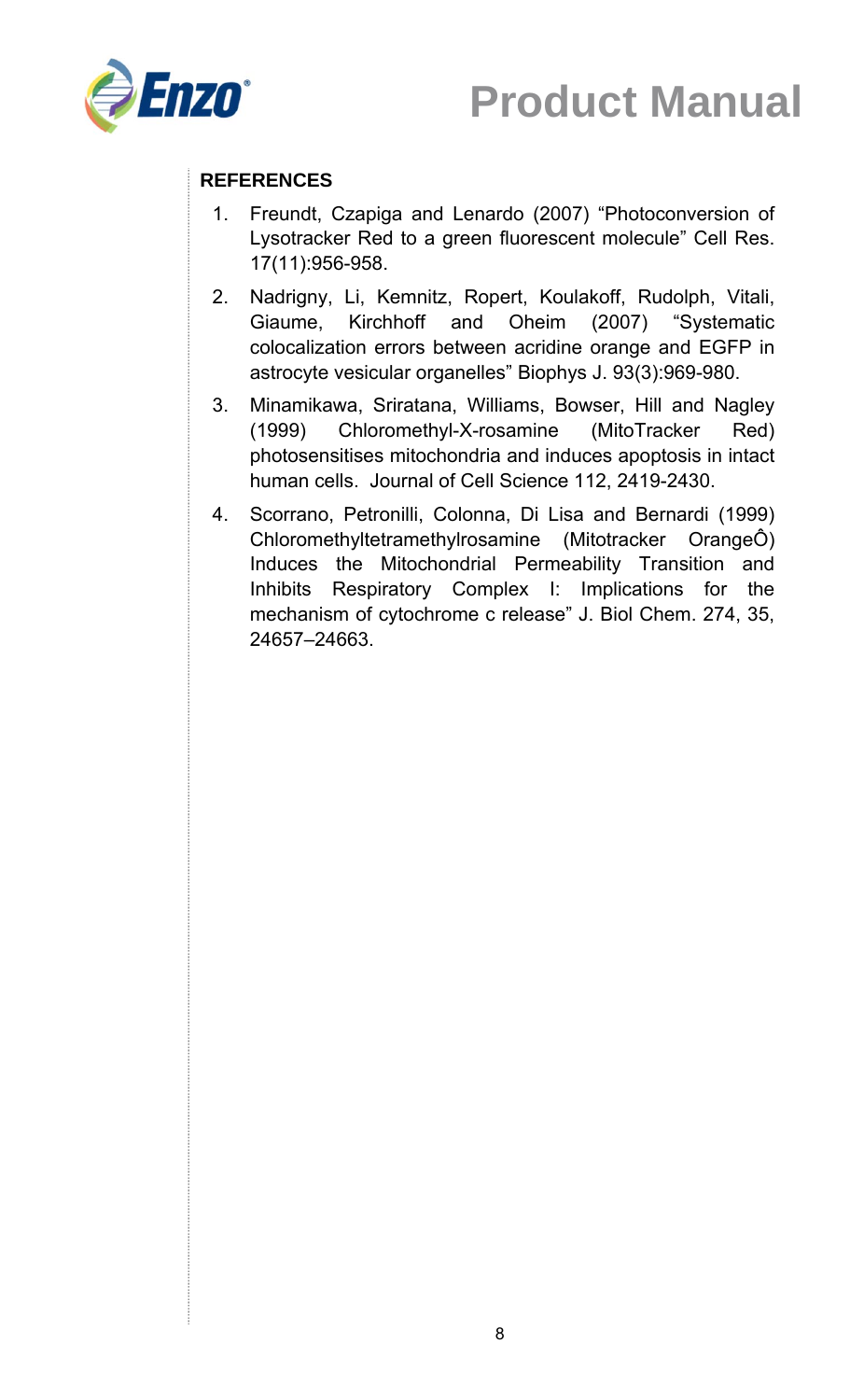## REFERENCES

1. Freundt, Czapiga and Lenardo (2007) “Photoconversion of Lysotracker Red to a green fluorescent molecule” Cell Res. 17(11):956-958.
2. Nadrigny, Li, Kemnitz, Ropert, Koulakoff, Rudolph, Vitali, Giaume, Kirchhoff and Oheim (2007) “Systematic colocalization errors between acridine orange and EGFP in astrocyte vesicular organelles” Biophys J. 93(3):969-980.
3. Minamikawa, Sriratana, Williams, Bowser, Hill and Nagley (1999) Chloromethyl-X-rosamine (MitoTracker Red) photosensitises mitochondria and induces apoptosis in intact human cells. Journal of Cell Science 112, 2419-2430.
4. Scorrano, Petronilli, Colonna, Di Lisa and Bernardi (1999) Chloromethyltetramethylrosamine (Mitotracker OrangeÔ) Induces the Mitochondrial Permeability Transition and Inhibits Respiratory Complex I: Implications for the mechanism of cytochrome c release” J. Biol Chem. 274, 35, 24657–24663.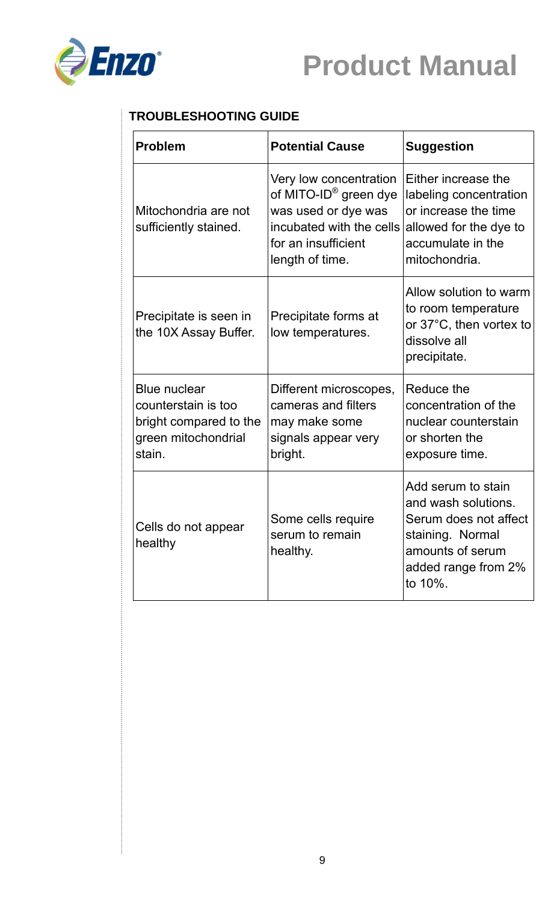## TROUBLESHOOTING GUIDE

| Problem | Potential Cause | Suggestion |
|---|---|---|
| Mitochondria are not sufficiently stained. | Very low concentration of MITO-ID® green dye was used or dye was incubated with the cells for an insufficient length of time. | Either increase the labeling concentration or increase the time allowed for the dye to accumulate in the mitochondria. |
| Precipitate is seen in the 10X Assay Buffer. | Precipitate forms at low temperatures. | Allow solution to warm to room temperature or 37°C, then vortex to dissolve all precipitate. |
| Blue nuclear counterstain is too bright compared to the green mitochondrial stain. | Different microscopes, cameras and filters may make some signals appear very bright. | Reduce the concentration of the nuclear counterstain or shorten the exposure time. |
| Cells do not appear healthy | Some cells require serum to remain healthy. | Add serum to stain and wash solutions. Serum does not affect staining. Normal amounts of serum added range from 2% to 10%. |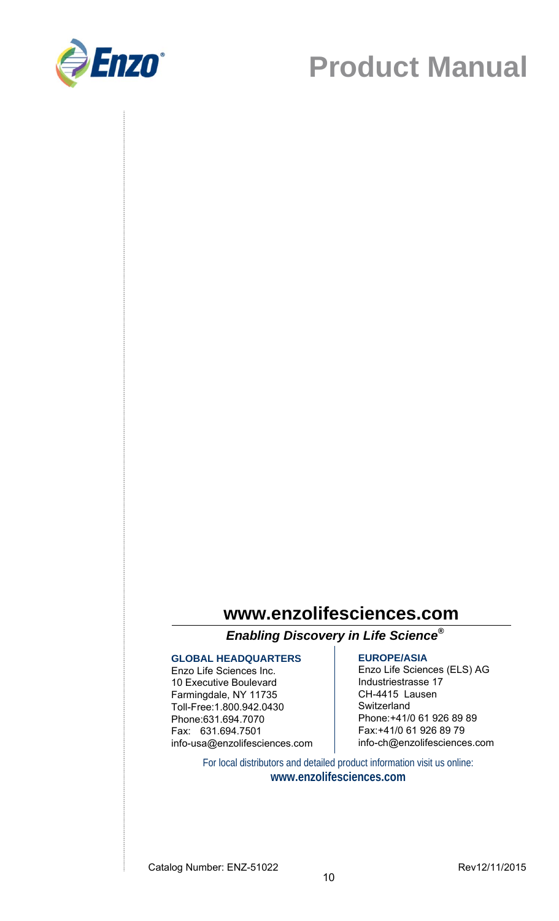# Product Manual

## www.enzolifesciences.com

***Enabling Discovery in Life Science®***

**GLOBAL HEADQUARTERS**
Enzo Life Sciences Inc.
10 Executive Boulevard
Farmingdale, NY 11735
Toll-Free:1.800.942.0430
Phone:631.694.7070
Fax: 631.694.7501
info-usa@enzolifesciences.com

**EUROPE/ASIA**
Enzo Life Sciences (ELS) AG
Industriestrasse 17
CH-4415 Lausen
Switzerland
Phone:+41/0 61 926 89 89
Fax:+41/0 61 926 89 79
info-ch@enzolifesciences.com

For local distributors and detailed product information visit us online:
**www.enzolifesciences.com**

Catalog Number: ENZ-51022

Rev12/11/2015